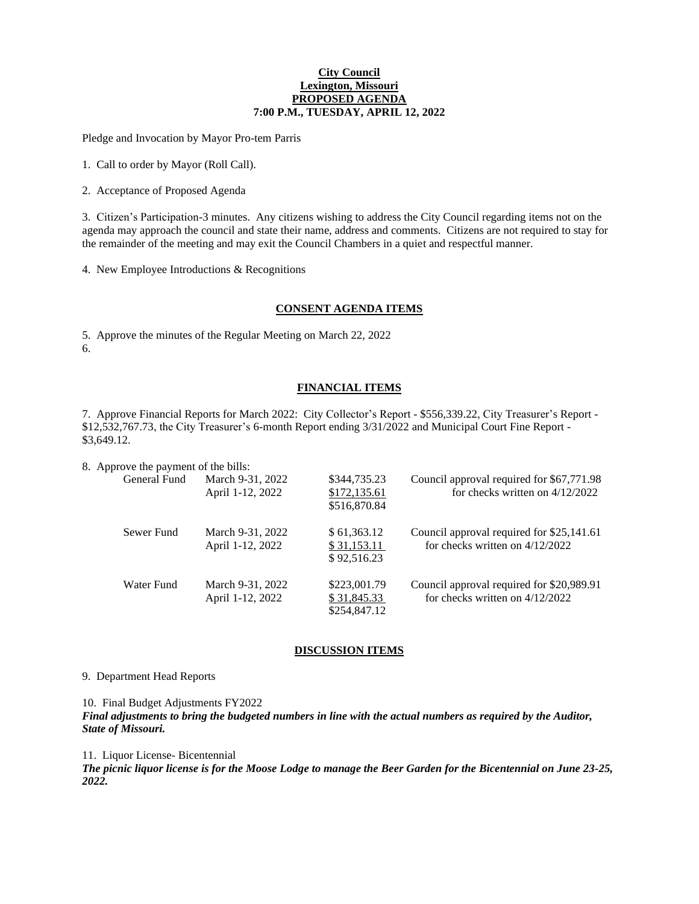**City Council**
**Lexington, Missouri**
**PROPOSED AGENDA**
**7:00 P.M., TUESDAY, APRIL 12, 2022**

Pledge and Invocation by Mayor Pro-tem Parris

1. Call to order by Mayor (Roll Call).

2. Acceptance of Proposed Agenda

3. Citizen's Participation-3 minutes. Any citizens wishing to address the City Council regarding items not on the agenda may approach the council and state their name, address and comments. Citizens are not required to stay for the remainder of the meeting and may exit the Council Chambers in a quiet and respectful manner.

4. New Employee Introductions & Recognitions

## CONSENT AGENDA ITEMS

5. Approve the minutes of the Regular Meeting on March 22, 2022

6.

## FINANCIAL ITEMS

7. Approve Financial Reports for March 2022: City Collector's Report - $556,339.22, City Treasurer's Report - $12,532,767.73, the City Treasurer's 6-month Report ending 3/31/2022 and Municipal Court Fine Report - $3,649.12.

8. Approve the payment of the bills:

| Fund | Period | Amount | Note |
|---|---|---|---|
| General Fund | March 9-31, 2022 | $344,735.23 | Council approval required for $67,771.98 |
| | April 1-12, 2022 | $172,135.61 | for checks written on 4/12/2022 |
| | | $516,870.84 | |
| Sewer Fund | March 9-31, 2022 | $ 61,363.12 | Council approval required for $25,141.61 |
| | April 1-12, 2022 | $ 31,153.11 | for checks written on 4/12/2022 |
| | | $ 92,516.23 | |
| Water Fund | March 9-31, 2022 | $223,001.79 | Council approval required for $20,989.91 |
| | April 1-12, 2022 | $ 31,845.33 | for checks written on 4/12/2022 |
| | | $254,847.12 | |

## DISCUSSION ITEMS

9. Department Head Reports

10. Final Budget Adjustments FY2022
***Final adjustments to bring the budgeted numbers in line with the actual numbers as required by the Auditor, State of Missouri.***

11. Liquor License- Bicentennial
***The picnic liquor license is for the Moose Lodge to manage the Beer Garden for the Bicentennial on June 23-25, 2022.***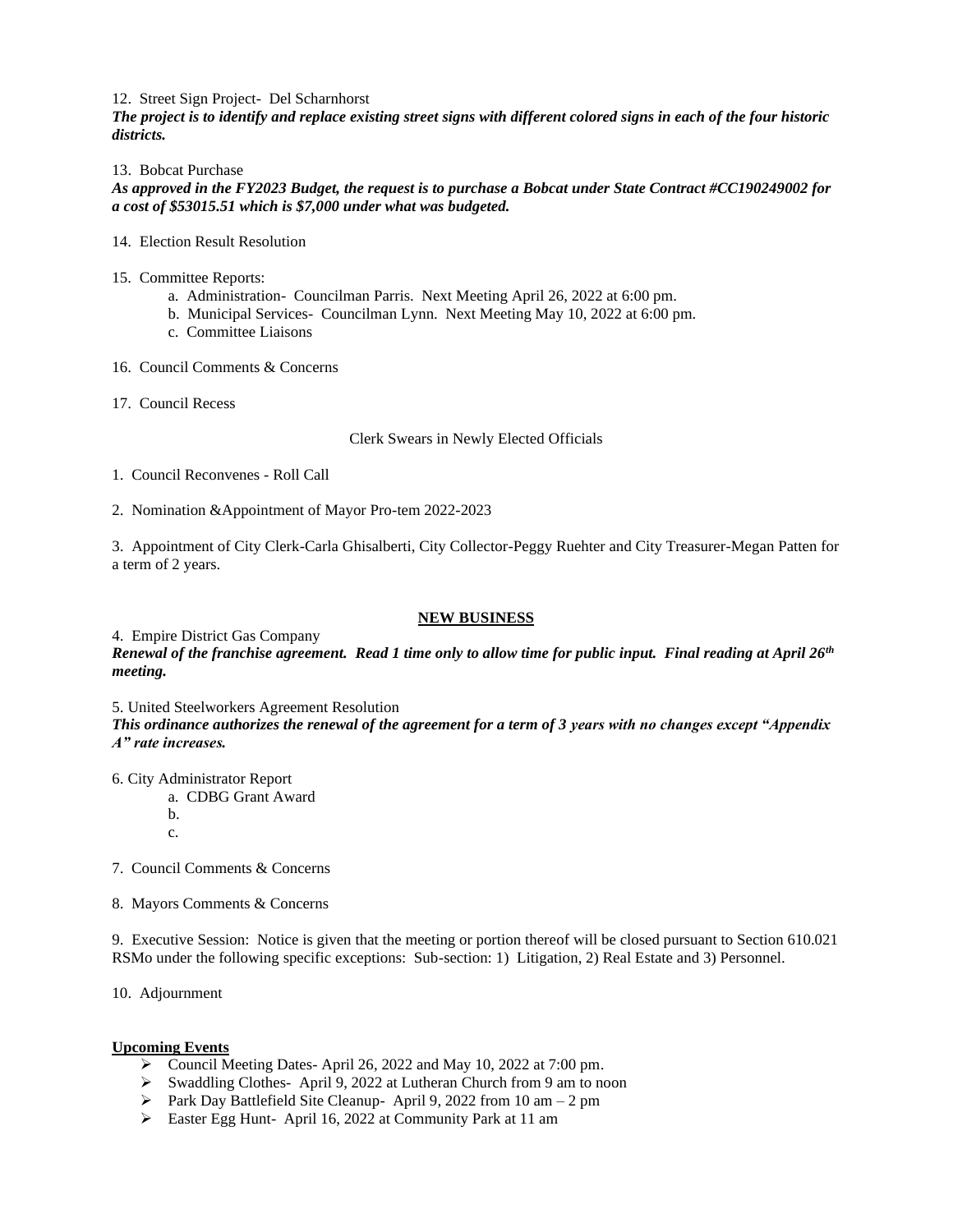12. Street Sign Project- Del Scharnhorst

***The project is to identify and replace existing street signs with different colored signs in each of the four historic districts.***

13. Bobcat Purchase

***As approved in the FY2023 Budget, the request is to purchase a Bobcat under State Contract #CC190249002 for a cost of $53015.51 which is $7,000 under what was budgeted.***

14. Election Result Resolution

15. Committee Reports:
    a. Administration- Councilman Parris. Next Meeting April 26, 2022 at 6:00 pm.
    b. Municipal Services- Councilman Lynn. Next Meeting May 10, 2022 at 6:00 pm.
    c. Committee Liaisons

16. Council Comments & Concerns

17. Council Recess

Clerk Swears in Newly Elected Officials

1. Council Reconvenes - Roll Call

2. Nomination &Appointment of Mayor Pro-tem 2022-2023

3. Appointment of City Clerk-Carla Ghisalberti, City Collector-Peggy Ruehter and City Treasurer-Megan Patten for a term of 2 years.

**NEW BUSINESS**

4. Empire District Gas Company

***Renewal of the franchise agreement. Read 1 time only to allow time for public input. Final reading at April 26th meeting.***

5. United Steelworkers Agreement Resolution

***This ordinance authorizes the renewal of the agreement for a term of 3 years with no changes except "Appendix A" rate increases.***

6. City Administrator Report
    a. CDBG Grant Award
    b.
    c.

7. Council Comments & Concerns

8. Mayors Comments & Concerns

9. Executive Session: Notice is given that the meeting or portion thereof will be closed pursuant to Section 610.021 RSMo under the following specific exceptions: Sub-section: 1) Litigation, 2) Real Estate and 3) Personnel.

10. Adjournment

**Upcoming Events**

- Council Meeting Dates- April 26, 2022 and May 10, 2022 at 7:00 pm.
- Swaddling Clothes- April 9, 2022 at Lutheran Church from 9 am to noon
- Park Day Battlefield Site Cleanup- April 9, 2022 from 10 am – 2 pm
- Easter Egg Hunt- April 16, 2022 at Community Park at 11 am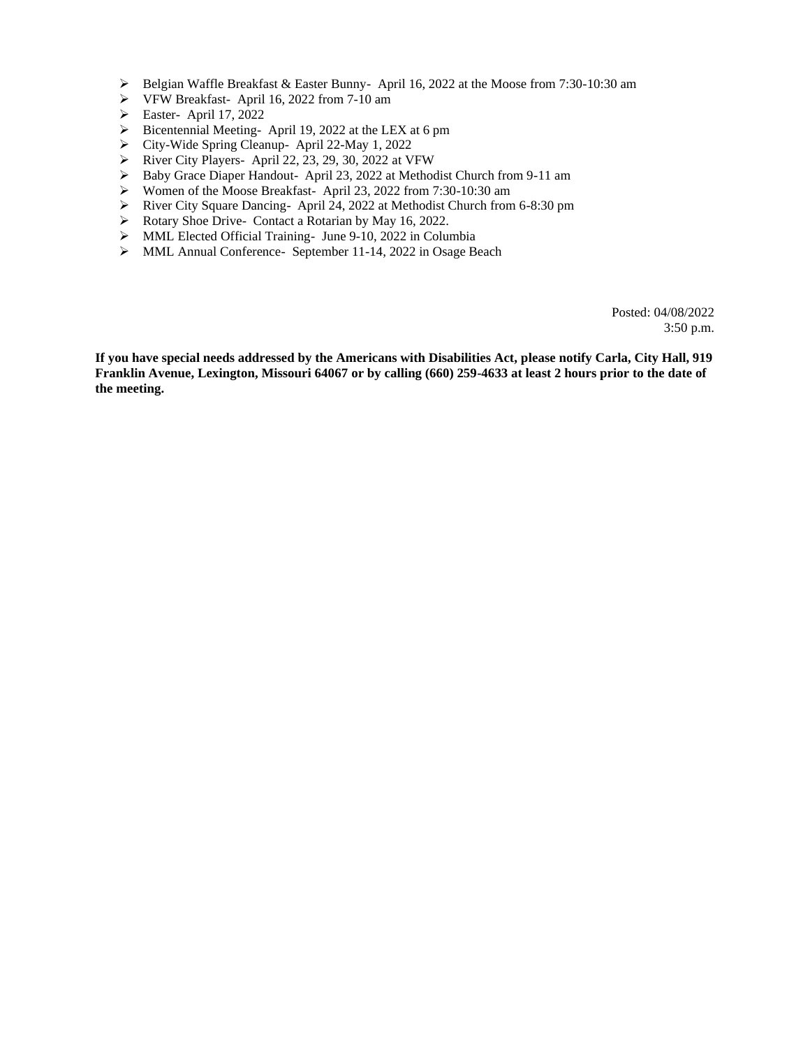- Belgian Waffle Breakfast & Easter Bunny- April 16, 2022 at the Moose from 7:30-10:30 am
- VFW Breakfast- April 16, 2022 from 7-10 am
- Easter- April 17, 2022
- Bicentennial Meeting- April 19, 2022 at the LEX at 6 pm
- City-Wide Spring Cleanup- April 22-May 1, 2022
- River City Players- April 22, 23, 29, 30, 2022 at VFW
- Baby Grace Diaper Handout- April 23, 2022 at Methodist Church from 9-11 am
- Women of the Moose Breakfast- April 23, 2022 from 7:30-10:30 am
- River City Square Dancing- April 24, 2022 at Methodist Church from 6-8:30 pm
- Rotary Shoe Drive- Contact a Rotarian by May 16, 2022.
- MML Elected Official Training- June 9-10, 2022 in Columbia
- MML Annual Conference- September 11-14, 2022 in Osage Beach

Posted: 04/08/2022
3:50 p.m.

**If you have special needs addressed by the Americans with Disabilities Act, please notify Carla, City Hall, 919 Franklin Avenue, Lexington, Missouri 64067 or by calling (660) 259-4633 at least 2 hours prior to the date of the meeting.**